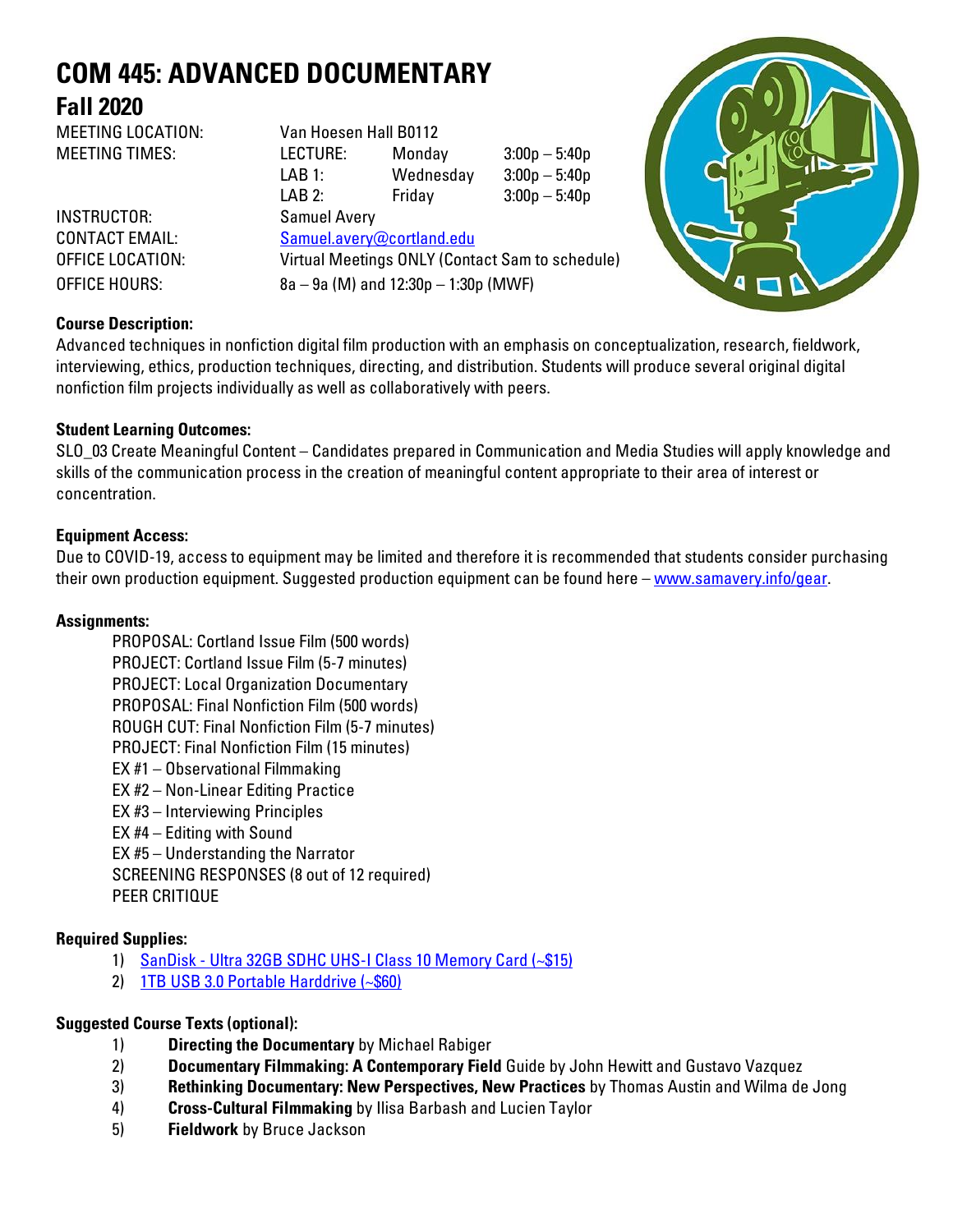# COM 445: ADVANCED DOCUMENTARY

## Fall 2020

| | | | |
|---|---|---|---|
| MEETING LOCATION: | Van Hoesen Hall B0112 | | |
| MEETING TIMES: | LECTURE: | Monday | 3:00p – 5:40p |
| | LAB 1: | Wednesday | 3:00p – 5:40p |
| | LAB 2: | Friday | 3:00p – 5:40p |
| INSTRUCTOR: | Samuel Avery | | |
| CONTACT EMAIL: | Samuel.avery@cortland.edu | | |
| OFFICE LOCATION: | Virtual Meetings ONLY (Contact Sam to schedule) | | |
| OFFICE HOURS: | 8a – 9a (M) and 12:30p – 1:30p (MWF) | | |

**Course Description:**
Advanced techniques in nonfiction digital film production with an emphasis on conceptualization, research, fieldwork, interviewing, ethics, production techniques, directing, and distribution. Students will produce several original digital nonfiction film projects individually as well as collaboratively with peers.

**Student Learning Outcomes:**
SLO_03 Create Meaningful Content – Candidates prepared in Communication and Media Studies will apply knowledge and skills of the communication process in the creation of meaningful content appropriate to their area of interest or concentration.

**Equipment Access:**
Due to COVID-19, access to equipment may be limited and therefore it is recommended that students consider purchasing their own production equipment. Suggested production equipment can be found here – www.samavery.info/gear.

**Assignments:**

- PROPOSAL: Cortland Issue Film (500 words)
- PROJECT: Cortland Issue Film (5-7 minutes)
- PROJECT: Local Organization Documentary
- PROPOSAL: Final Nonfiction Film (500 words)
- ROUGH CUT: Final Nonfiction Film (5-7 minutes)
- PROJECT: Final Nonfiction Film (15 minutes)
- EX #1 – Observational Filmmaking
- EX #2 – Non-Linear Editing Practice
- EX #3 – Interviewing Principles
- EX #4 – Editing with Sound
- EX #5 – Understanding the Narrator
- SCREENING RESPONSES (8 out of 12 required)
- PEER CRITIQUE

**Required Supplies:**

1) SanDisk - Ultra 32GB SDHC UHS-I Class 10 Memory Card (~$15)
2) 1TB USB 3.0 Portable Harddrive (~$60)

**Suggested Course Texts (optional):**

1) **Directing the Documentary** by Michael Rabiger
2) **Documentary Filmmaking: A Contemporary Field** Guide by John Hewitt and Gustavo Vazquez
3) **Rethinking Documentary: New Perspectives, New Practices** by Thomas Austin and Wilma de Jong
4) **Cross-Cultural Filmmaking** by Ilisa Barbash and Lucien Taylor
5) **Fieldwork** by Bruce Jackson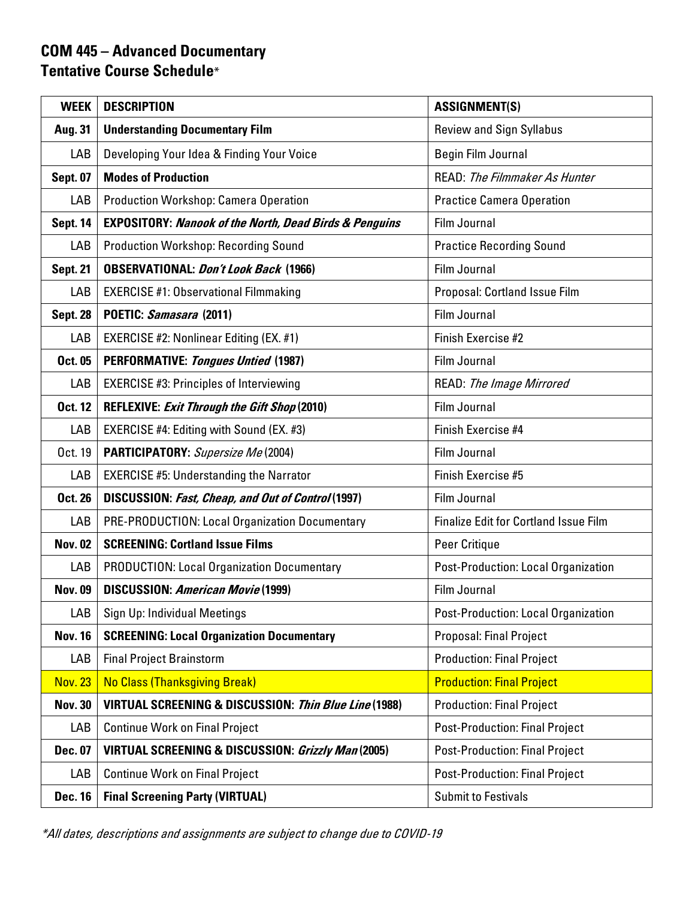## COM 445 – Advanced Documentary
## Tentative Course Schedule*

| WEEK | DESCRIPTION | ASSIGNMENT(S) |
|---|---|---|
| **Aug. 31** | **Understanding Documentary Film** | Review and Sign Syllabus |
| LAB | Developing Your Idea & Finding Your Voice | Begin Film Journal |
| **Sept. 07** | **Modes of Production** | READ: *The Filmmaker As Hunter* |
| LAB | Production Workshop: Camera Operation | Practice Camera Operation |
| **Sept. 14** | **EXPOSITORY: *Nanook of the North, Dead Birds & Penguins*** | Film Journal |
| LAB | Production Workshop: Recording Sound | Practice Recording Sound |
| **Sept. 21** | **OBSERVATIONAL: *Don't Look Back* (1966)** | Film Journal |
| LAB | EXERCISE #1: Observational Filmmaking | Proposal: Cortland Issue Film |
| **Sept. 28** | **POETIC: *Samasara* (2011)** | Film Journal |
| LAB | EXERCISE #2: Nonlinear Editing (EX. #1) | Finish Exercise #2 |
| **Oct. 05** | **PERFORMATIVE: *Tongues Untied* (1987)** | Film Journal |
| LAB | EXERCISE #3: Principles of Interviewing | READ: *The Image Mirrored* |
| **Oct. 12** | **REFLEXIVE: *Exit Through the Gift Shop* (2010)** | Film Journal |
| LAB | EXERCISE #4: Editing with Sound (EX. #3) | Finish Exercise #4 |
| Oct. 19 | **PARTICIPATORY:** *Supersize Me* (2004) | Film Journal |
| LAB | EXERCISE #5: Understanding the Narrator | Finish Exercise #5 |
| **Oct. 26** | **DISCUSSION: *Fast, Cheap, and Out of Control* (1997)** | Film Journal |
| LAB | PRE-PRODUCTION: Local Organization Documentary | Finalize Edit for Cortland Issue Film |
| **Nov. 02** | **SCREENING: Cortland Issue Films** | Peer Critique |
| LAB | PRODUCTION: Local Organization Documentary | Post-Production: Local Organization |
| **Nov. 09** | **DISCUSSION: *American Movie* (1999)** | Film Journal |
| LAB | Sign Up: Individual Meetings | Post-Production: Local Organization |
| **Nov. 16** | **SCREENING: Local Organization Documentary** | Proposal: Final Project |
| LAB | Final Project Brainstorm | Production: Final Project |
| Nov. 23 | No Class (Thanksgiving Break) | Production: Final Project |
| **Nov. 30** | **VIRTUAL SCREENING & DISCUSSION: *Thin Blue Line* (1988)** | Production: Final Project |
| LAB | Continue Work on Final Project | Post-Production: Final Project |
| **Dec. 07** | **VIRTUAL SCREENING & DISCUSSION: *Grizzly Man* (2005)** | Post-Production: Final Project |
| LAB | Continue Work on Final Project | Post-Production: Final Project |
| **Dec. 16** | **Final Screening Party (VIRTUAL)** | Submit to Festivals |

*\*All dates, descriptions and assignments are subject to change due to COVID-19*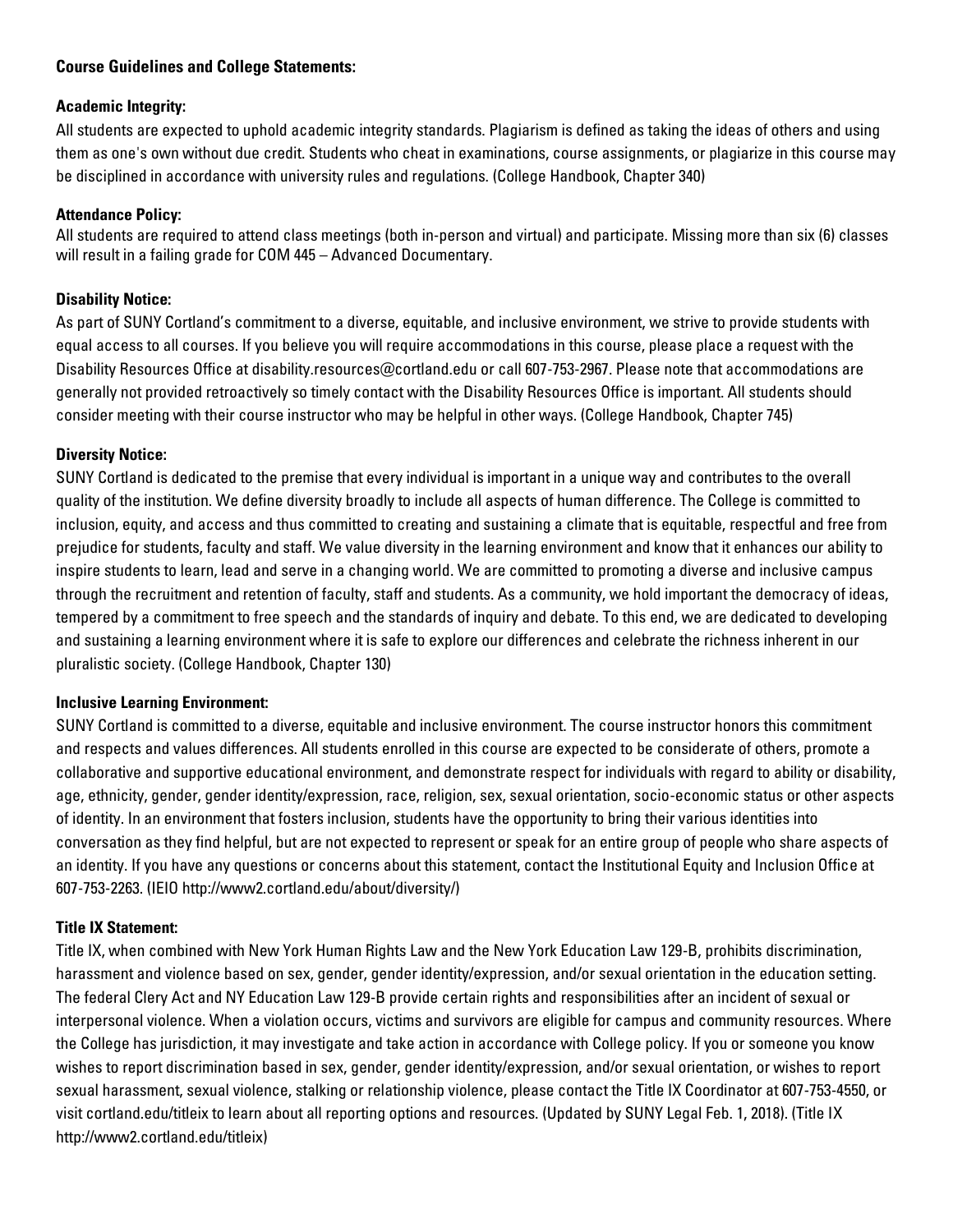## Course Guidelines and College Statements:

### Academic Integrity:

All students are expected to uphold academic integrity standards. Plagiarism is defined as taking the ideas of others and using them as one's own without due credit. Students who cheat in examinations, course assignments, or plagiarize in this course may be disciplined in accordance with university rules and regulations. (College Handbook, Chapter 340)

### Attendance Policy:

All students are required to attend class meetings (both in-person and virtual) and participate. Missing more than six (6) classes will result in a failing grade for COM 445 – Advanced Documentary.

### Disability Notice:

As part of SUNY Cortland's commitment to a diverse, equitable, and inclusive environment, we strive to provide students with equal access to all courses. If you believe you will require accommodations in this course, please place a request with the Disability Resources Office at disability.resources@cortland.edu or call 607-753-2967. Please note that accommodations are generally not provided retroactively so timely contact with the Disability Resources Office is important. All students should consider meeting with their course instructor who may be helpful in other ways. (College Handbook, Chapter 745)

### Diversity Notice:

SUNY Cortland is dedicated to the premise that every individual is important in a unique way and contributes to the overall quality of the institution. We define diversity broadly to include all aspects of human difference. The College is committed to inclusion, equity, and access and thus committed to creating and sustaining a climate that is equitable, respectful and free from prejudice for students, faculty and staff. We value diversity in the learning environment and know that it enhances our ability to inspire students to learn, lead and serve in a changing world. We are committed to promoting a diverse and inclusive campus through the recruitment and retention of faculty, staff and students. As a community, we hold important the democracy of ideas, tempered by a commitment to free speech and the standards of inquiry and debate. To this end, we are dedicated to developing and sustaining a learning environment where it is safe to explore our differences and celebrate the richness inherent in our pluralistic society. (College Handbook, Chapter 130)

### Inclusive Learning Environment:

SUNY Cortland is committed to a diverse, equitable and inclusive environment. The course instructor honors this commitment and respects and values differences. All students enrolled in this course are expected to be considerate of others, promote a collaborative and supportive educational environment, and demonstrate respect for individuals with regard to ability or disability, age, ethnicity, gender, gender identity/expression, race, religion, sex, sexual orientation, socio-economic status or other aspects of identity. In an environment that fosters inclusion, students have the opportunity to bring their various identities into conversation as they find helpful, but are not expected to represent or speak for an entire group of people who share aspects of an identity. If you have any questions or concerns about this statement, contact the Institutional Equity and Inclusion Office at 607-753-2263. (IEIO http://www2.cortland.edu/about/diversity/)

### Title IX Statement:

Title IX, when combined with New York Human Rights Law and the New York Education Law 129-B, prohibits discrimination, harassment and violence based on sex, gender, gender identity/expression, and/or sexual orientation in the education setting. The federal Clery Act and NY Education Law 129-B provide certain rights and responsibilities after an incident of sexual or interpersonal violence. When a violation occurs, victims and survivors are eligible for campus and community resources. Where the College has jurisdiction, it may investigate and take action in accordance with College policy. If you or someone you know wishes to report discrimination based in sex, gender, gender identity/expression, and/or sexual orientation, or wishes to report sexual harassment, sexual violence, stalking or relationship violence, please contact the Title IX Coordinator at 607-753-4550, or visit cortland.edu/titleix to learn about all reporting options and resources. (Updated by SUNY Legal Feb. 1, 2018). (Title IX http://www2.cortland.edu/titleix)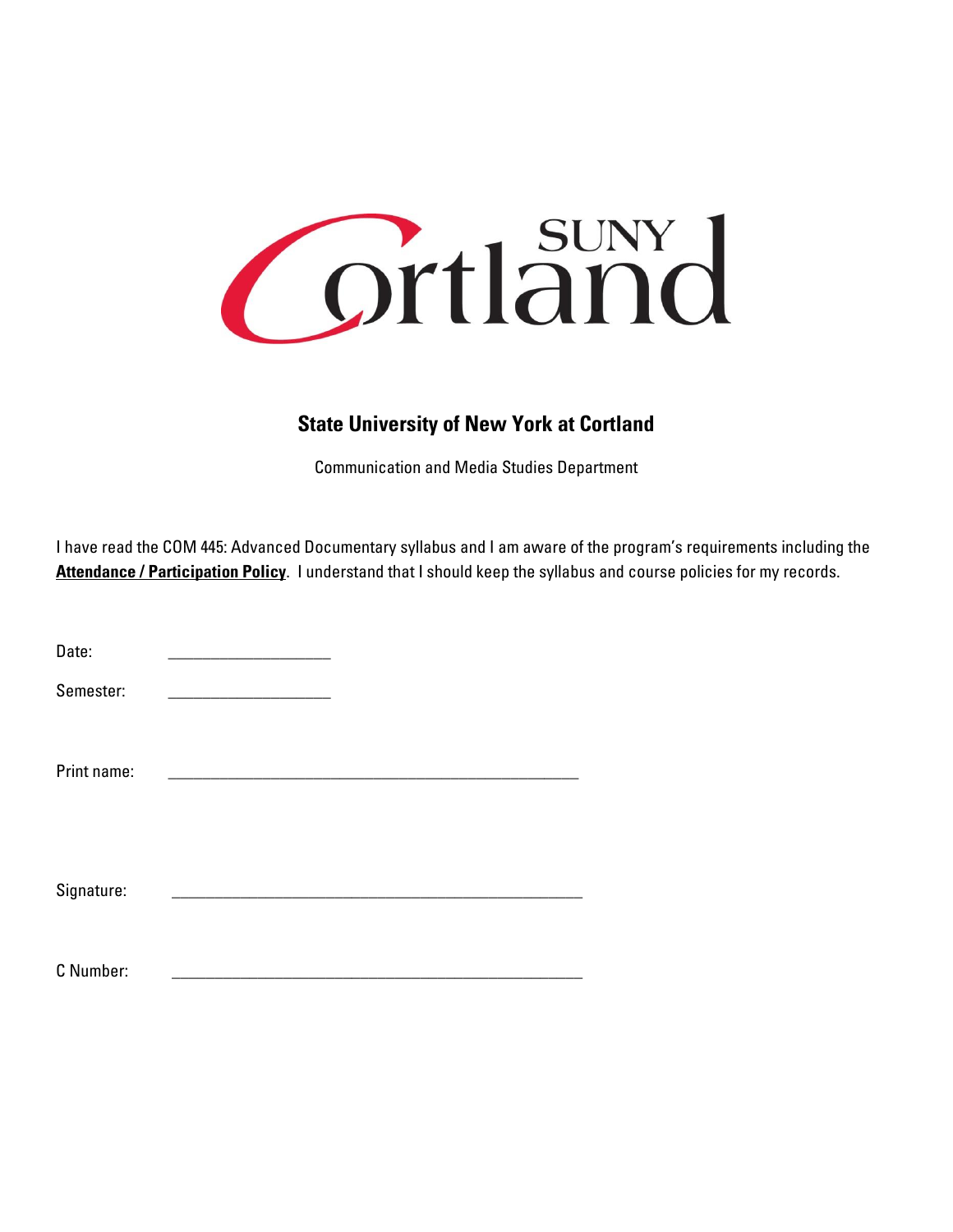SUNY Cortland

## State University of New York at Cortland

Communication and Media Studies Department

I have read the COM 445: Advanced Documentary syllabus and I am aware of the program's requirements including the **Attendance / Participation Policy**. I understand that I should keep the syllabus and course policies for my records.

Date: ____________________

Semester: ____________________

Print name: __________________________________________________

Signature: __________________________________________________

C Number: __________________________________________________